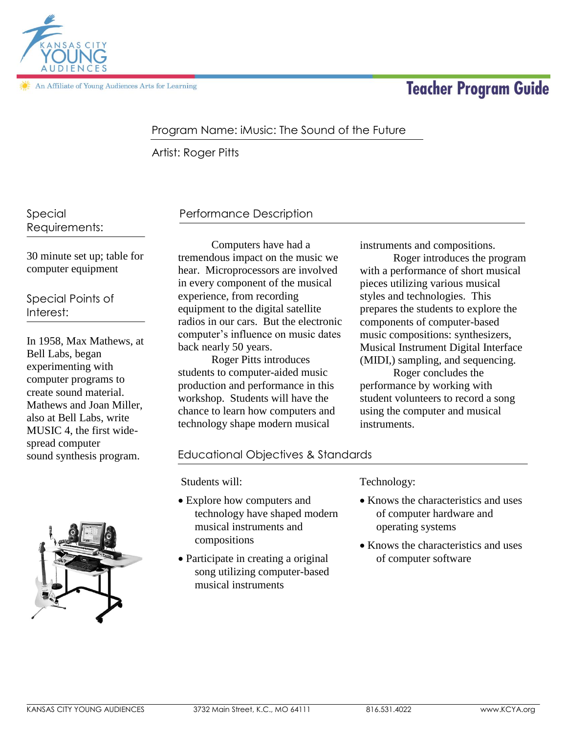Kansas City Young Audiences

An Affiliate of Young Audiences Arts for Learning

# Teacher Program Guide

Program Name: iMusic: The Sound of the Future

Artist: Roger Pitts

## Special Requirements:

30 minute set up; table for computer equipment

## Special Points of Interest:

In 1958, Max Mathews, at Bell Labs, began experimenting with computer programs to create sound material. Mathews and Joan Miller, also at Bell Labs, write MUSIC 4, the first wide-spread computer sound synthesis program.

## Performance Description

Computers have had a tremendous impact on the music we hear. Microprocessors are involved in every component of the musical experience, from recording equipment to the digital satellite radios in our cars. But the electronic computer's influence on music dates back nearly 50 years.

Roger Pitts introduces students to computer-aided music production and performance in this workshop. Students will have the chance to learn how computers and technology shape modern musical instruments and compositions.

Roger introduces the program with a performance of short musical pieces utilizing various musical styles and technologies. This prepares the students to explore the components of computer-based music compositions: synthesizers, Musical Instrument Digital Interface (MIDI,) sampling, and sequencing.

Roger concludes the performance by working with student volunteers to record a song using the computer and musical instruments.

## Educational Objectives & Standards

Students will:

- Explore how computers and technology have shaped modern musical instruments and compositions
- Participate in creating a original song utilizing computer-based musical instruments

Technology:

- Knows the characteristics and uses of computer hardware and operating systems
- Knows the characteristics and uses of computer software

KANSAS CITY YOUNG AUDIENCES 3732 Main Street, K.C., MO 64111 816.531.4022 www.KCYA.org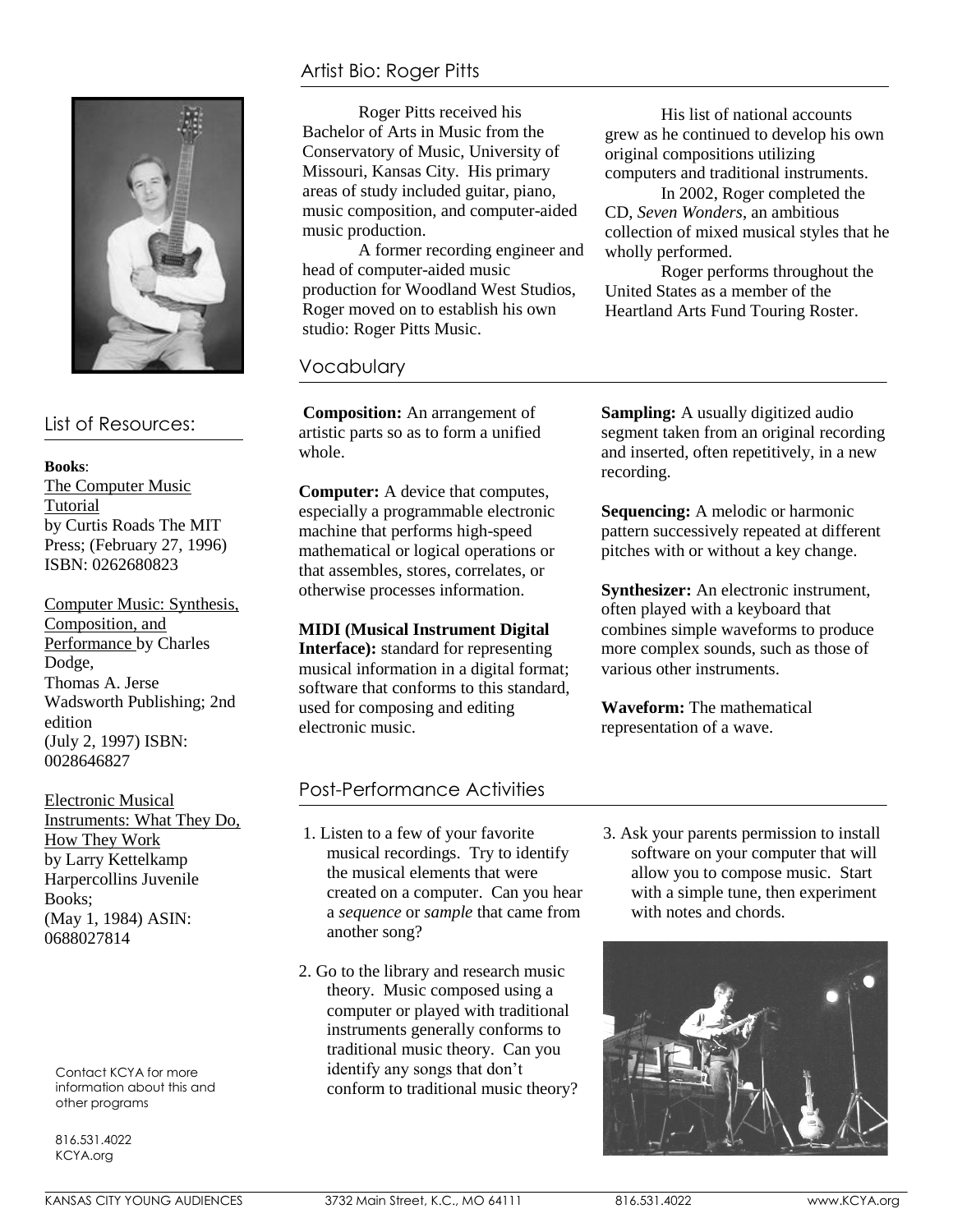## Artist Bio: Roger Pitts

Roger Pitts received his Bachelor of Arts in Music from the Conservatory of Music, University of Missouri, Kansas City. His primary areas of study included guitar, piano, music composition, and computer-aided music production.

A former recording engineer and head of computer-aided music production for Woodland West Studios, Roger moved on to establish his own studio: Roger Pitts Music.

His list of national accounts grew as he continued to develop his own original compositions utilizing computers and traditional instruments.

In 2002, Roger completed the CD, *Seven Wonders*, an ambitious collection of mixed musical styles that he wholly performed.

Roger performs throughout the United States as a member of the Heartland Arts Fund Touring Roster.

## List of Resources:

**Books**:

The Computer Music Tutorial by Curtis Roads The MIT Press; (February 27, 1996) ISBN: 0262680823

Computer Music: Synthesis, Composition, and Performance by Charles Dodge, Thomas A. Jerse Wadsworth Publishing; 2nd edition (July 2, 1997) ISBN: 0028646827

Electronic Musical Instruments: What They Do, How They Work by Larry Kettelkamp Harpercollins Juvenile Books; (May 1, 1984) ASIN: 0688027814

Contact KCYA for more information about this and other programs

816.531.4022
KCYA.org

## Vocabulary

**Composition:** An arrangement of artistic parts so as to form a unified whole.

**Computer:** A device that computes, especially a programmable electronic machine that performs high-speed mathematical or logical operations or that assembles, stores, correlates, or otherwise processes information.

**MIDI (Musical Instrument Digital Interface):** standard for representing musical information in a digital format; software that conforms to this standard, used for composing and editing electronic music.

**Sampling:** A usually digitized audio segment taken from an original recording and inserted, often repetitively, in a new recording.

**Sequencing:** A melodic or harmonic pattern successively repeated at different pitches with or without a key change.

**Synthesizer:** An electronic instrument, often played with a keyboard that combines simple waveforms to produce more complex sounds, such as those of various other instruments.

**Waveform:** The mathematical representation of a wave.

## Post-Performance Activities

1. Listen to a few of your favorite musical recordings. Try to identify the musical elements that were created on a computer. Can you hear a *sequence* or *sample* that came from another song?
2. Go to the library and research music theory. Music composed using a computer or played with traditional instruments generally conforms to traditional music theory. Can you identify any songs that don't conform to traditional music theory?
3. Ask your parents permission to install software on your computer that will allow you to compose music. Start with a simple tune, then experiment with notes and chords.